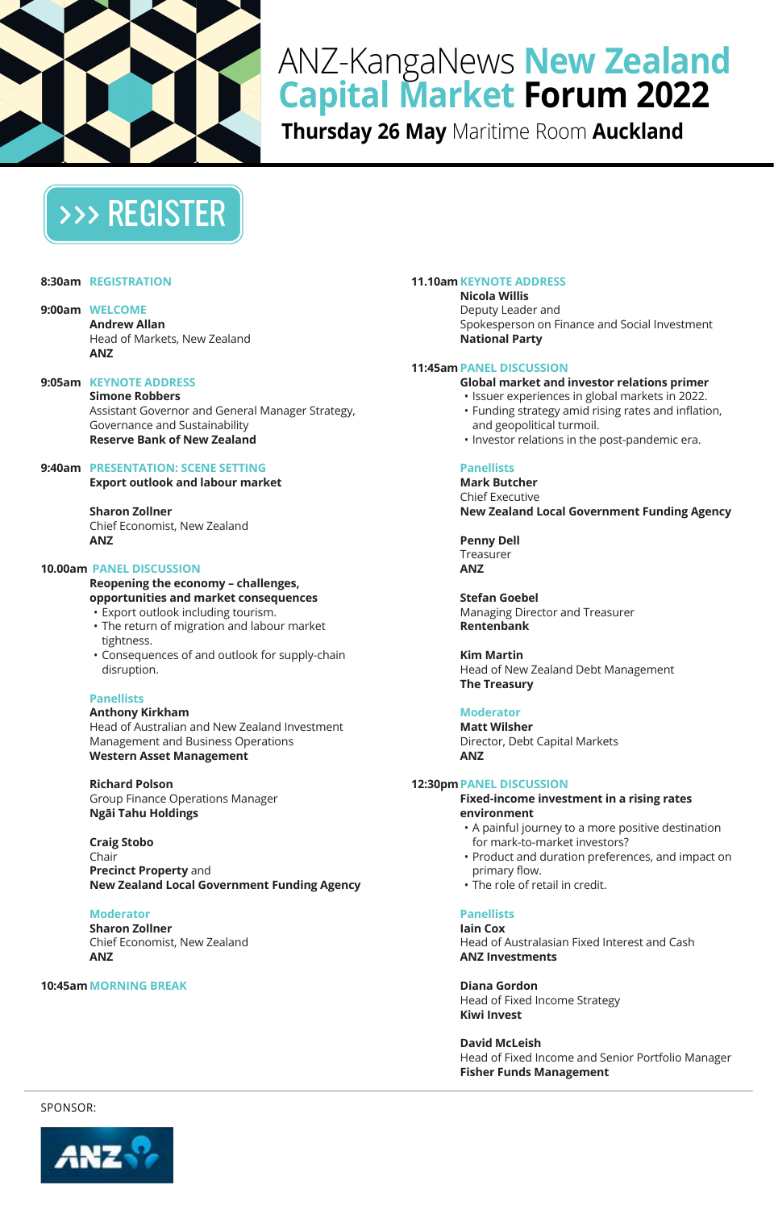# ANZ-KangaNews New Zealand Capital Market Forum 2022

**Thursday 26 May** Maritime Room **Auckland**

>>> REGISTER

**8:30am** REGISTRATION

**9:00am** WELCOME
**Andrew Allan**
Head of Markets, New Zealand
**ANZ**

**9:05am** KEYNOTE ADDRESS
**Simone Robbers**
Assistant Governor and General Manager Strategy, Governance and Sustainability
**Reserve Bank of New Zealand**

**9:40am** PRESENTATION: SCENE SETTING
**Export outlook and labour market**

**Sharon Zollner**
Chief Economist, New Zealand
**ANZ**

**10.00am** PANEL DISCUSSION
**Reopening the economy – challenges, opportunities and market consequences**
- Export outlook including tourism.
- The return of migration and labour market tightness.
- Consequences of and outlook for supply-chain disruption.

Panellists

**Anthony Kirkham**
Head of Australian and New Zealand Investment Management and Business Operations
**Western Asset Management**

**Richard Polson**
Group Finance Operations Manager
**Ngāi Tahu Holdings**

**Craig Stobo**
Chair
**Precinct Property** and
**New Zealand Local Government Funding Agency**

Moderator

**Sharon Zollner**
Chief Economist, New Zealand
**ANZ**

**10:45am** MORNING BREAK

**11.10am** KEYNOTE ADDRESS
**Nicola Willis**
Deputy Leader and
Spokesperson on Finance and Social Investment
**National Party**

**11:45am** PANEL DISCUSSION
**Global market and investor relations primer**
- Issuer experiences in global markets in 2022.
- Funding strategy amid rising rates and inflation, and geopolitical turmoil.
- Investor relations in the post-pandemic era.

Panellists

**Mark Butcher**
Chief Executive
**New Zealand Local Government Funding Agency**

**Penny Dell**
Treasurer
**ANZ**

**Stefan Goebel**
Managing Director and Treasurer
**Rentenbank**

**Kim Martin**
Head of New Zealand Debt Management
**The Treasury**

Moderator

**Matt Wilsher**
Director, Debt Capital Markets
**ANZ**

**12:30pm** PANEL DISCUSSION
**Fixed-income investment in a rising rates environment**
- A painful journey to a more positive destination for mark-to-market investors?
- Product and duration preferences, and impact on primary flow.
- The role of retail in credit.

Panellists

**Iain Cox**
Head of Australasian Fixed Interest and Cash
**ANZ Investments**

**Diana Gordon**
Head of Fixed Income Strategy
**Kiwi Invest**

**David McLeish**
Head of Fixed Income and Senior Portfolio Manager
**Fisher Funds Management**

SPONSOR:

ANZ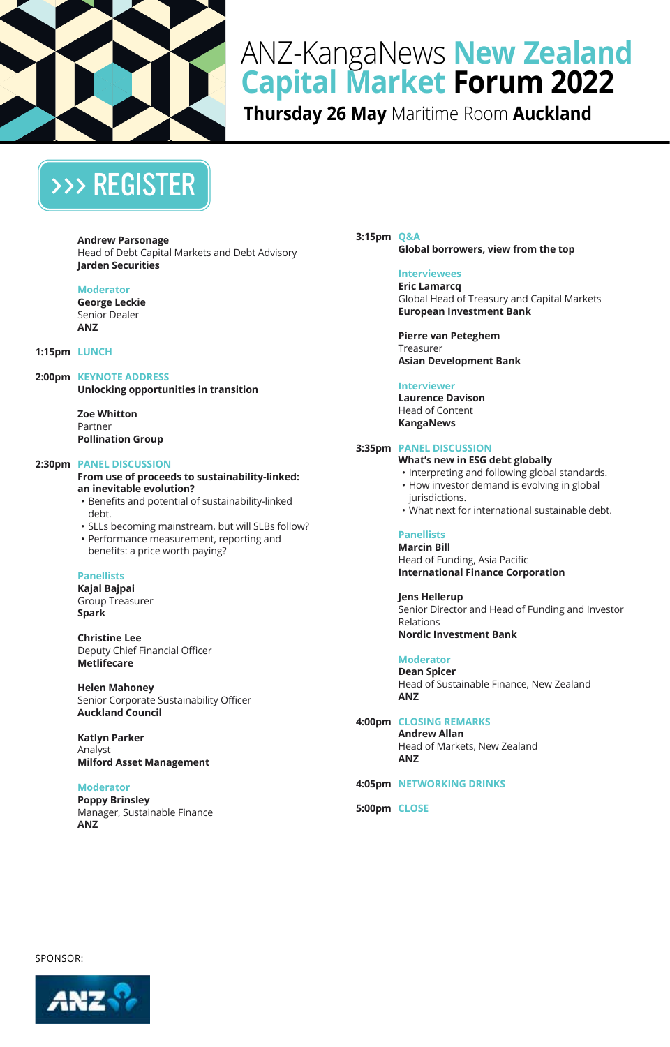# ANZ-KangaNews New Zealand Capital Market Forum 2022

**Thursday 26 May** Maritime Room **Auckland**

>>> REGISTER

**Andrew Parsonage**
Head of Debt Capital Markets and Debt Advisory
**Jarden Securities**

Moderator
**George Leckie**
Senior Dealer
**ANZ**

**1:15pm** LUNCH

**2:00pm** KEYNOTE ADDRESS
**Unlocking opportunities in transition**

**Zoe Whitton**
Partner
**Pollination Group**

**2:30pm** PANEL DISCUSSION
**From use of proceeds to sustainability-linked: an inevitable evolution?**

- Benefits and potential of sustainability-linked debt.
- SLLs becoming mainstream, but will SLBs follow?
- Performance measurement, reporting and benefits: a price worth paying?

Panellists

**Kajal Bajpai**
Group Treasurer
**Spark**

**Christine Lee**
Deputy Chief Financial Officer
**Metlifecare**

**Helen Mahoney**
Senior Corporate Sustainability Officer
**Auckland Council**

**Katlyn Parker**
Analyst
**Milford Asset Management**

Moderator
**Poppy Brinsley**
Manager, Sustainable Finance
**ANZ**

**3:15pm** Q&A
**Global borrowers, view from the top**

Interviewees

**Eric Lamarcq**
Global Head of Treasury and Capital Markets
**European Investment Bank**

**Pierre van Peteghem**
Treasurer
**Asian Development Bank**

Interviewer
**Laurence Davison**
Head of Content
**KangaNews**

**3:35pm** PANEL DISCUSSION
**What's new in ESG debt globally**

- Interpreting and following global standards.
- How investor demand is evolving in global jurisdictions.
- What next for international sustainable debt.

Panellists

**Marcin Bill**
Head of Funding, Asia Pacific
**International Finance Corporation**

**Jens Hellerup**
Senior Director and Head of Funding and Investor Relations
**Nordic Investment Bank**

Moderator
**Dean Spicer**
Head of Sustainable Finance, New Zealand
**ANZ**

**4:00pm** CLOSING REMARKS
**Andrew Allan**
Head of Markets, New Zealand
**ANZ**

**4:05pm** NETWORKING DRINKS

**5:00pm** CLOSE

SPONSOR:

ANZ